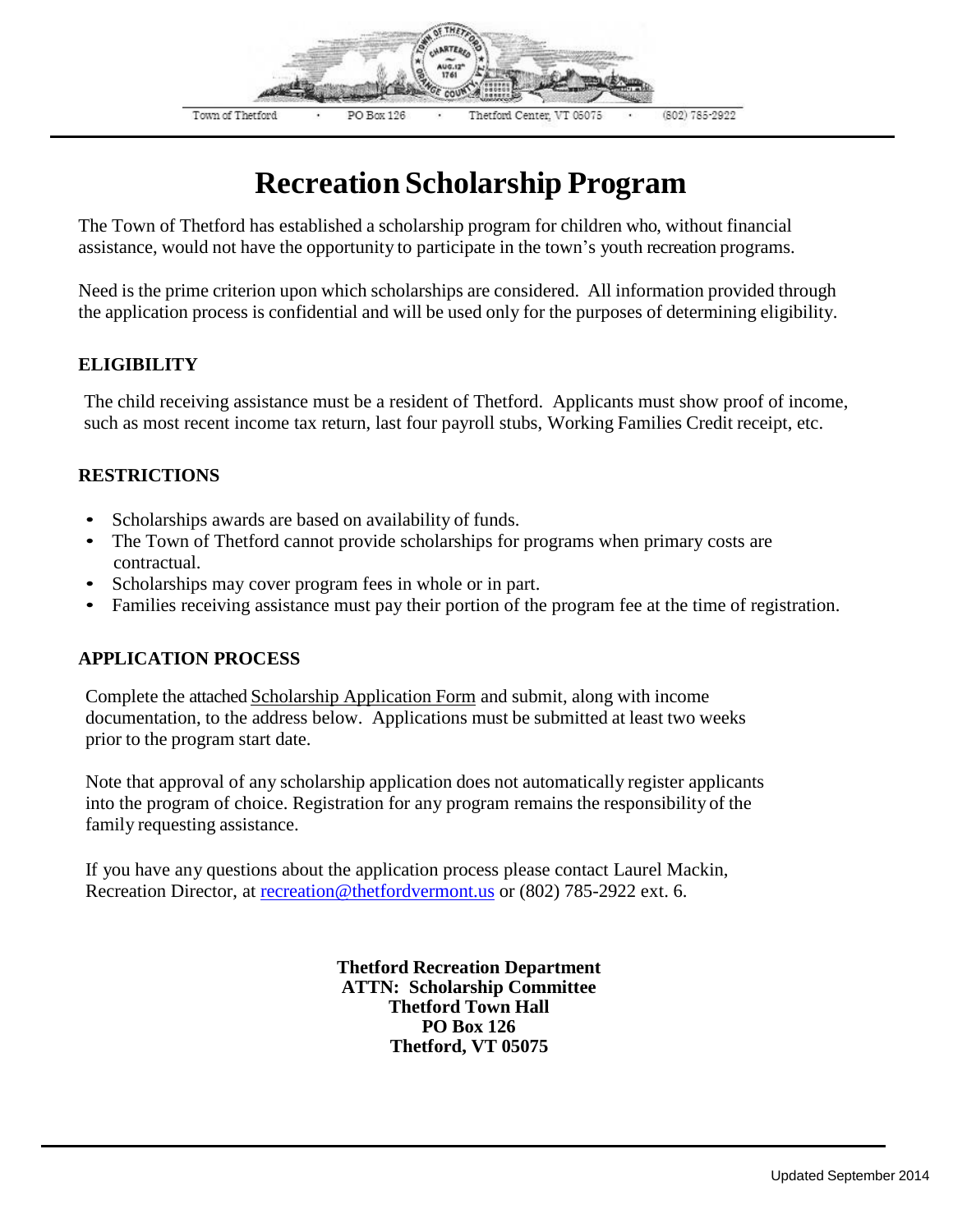Town of Thetford · PO Box 126 · Thetford Center, VT 05075 · (802) 785-2922

# Recreation Scholarship Program

The Town of Thetford has established a scholarship program for children who, without financial assistance, would not have the opportunity to participate in the town's youth recreation programs.

Need is the prime criterion upon which scholarships are considered. All information provided through the application process is confidential and will be used only for the purposes of determining eligibility.

### ELIGIBILITY

The child receiving assistance must be a resident of Thetford. Applicants must show proof of income, such as most recent income tax return, last four payroll stubs, Working Families Credit receipt, etc.

### RESTRICTIONS

- Scholarships awards are based on availability of funds.
- The Town of Thetford cannot provide scholarships for programs when primary costs are contractual.
- Scholarships may cover program fees in whole or in part.
- Families receiving assistance must pay their portion of the program fee at the time of registration.

### APPLICATION PROCESS

Complete the attached Scholarship Application Form and submit, along with income documentation, to the address below. Applications must be submitted at least two weeks prior to the program start date.

Note that approval of any scholarship application does not automatically register applicants into the program of choice. Registration for any program remains the responsibility of the family requesting assistance.

If you have any questions about the application process please contact Laurel Mackin, Recreation Director, at recreation@thetfordvermont.us or (802) 785-2922 ext. 6.

**Thetford Recreation Department**
**ATTN: Scholarship Committee**
**Thetford Town Hall**
**PO Box 126**
**Thetford, VT 05075**

Updated September 2014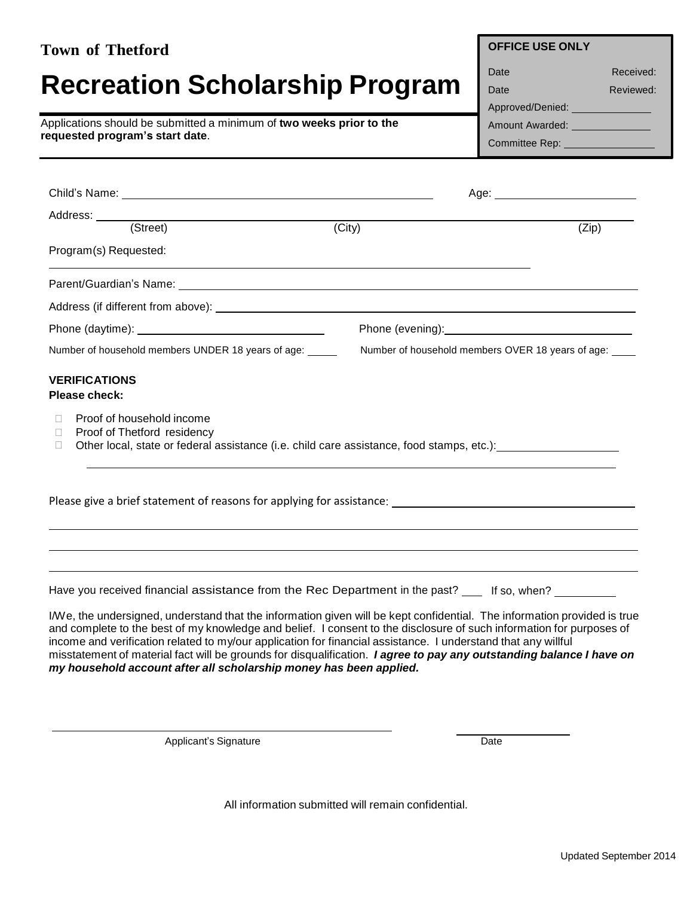**Town of Thetford**

# Recreation Scholarship Program

Applications should be submitted a minimum of **two weeks prior to the requested program's start date**.

| OFFICE USE ONLY | |
|---|---|
| Date | Received: |
| Date | Reviewed: |
| Approved/Denied: ______ | |
| Amount Awarded: ______ | |
| Committee Rep: ______ | |

Child's Name: ______________________ Age: ______

Address: ____________________________________________
(Street) (City) (Zip)

Program(s) Requested:
____________________________________________

Parent/Guardian's Name: ______________________

Address (if different from above): ______________________

Phone (daytime): ______________ Phone (evening): ______________

Number of household members UNDER 18 years of age: _____ Number of household members OVER 18 years of age: ____

**VERIFICATIONS**
**Please check:**

- ☐ Proof of household income
- ☐ Proof of Thetford residency
- ☐ Other local, state or federal assistance (i.e. child care assistance, food stamps, etc.): ______________
____________________________________________

Please give a brief statement of reasons for applying for assistance: ______________________
____________________________________________
____________________________________________
____________________________________________

Have you received financial assistance from the Rec Department in the past? ___ If so, when? ______

I/We, the undersigned, understand that the information given will be kept confidential. The information provided is true and complete to the best of my knowledge and belief. I consent to the disclosure of such information for purposes of income and verification related to my/our application for financial assistance. I understand that any willful misstatement of material fact will be grounds for disqualification. ***I agree to pay any outstanding balance I have on my household account after all scholarship money has been applied.***

______________________ ______________
Applicant's Signature Date

All information submitted will remain confidential.

Updated September 2014